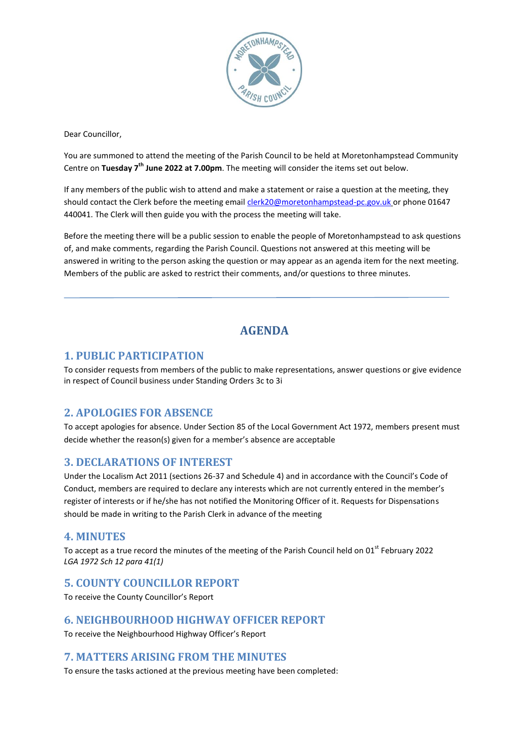Dear Councillor,

You are summoned to attend the meeting of the Parish Council to be held at Moretonhampstead Community Centre on **Tuesday 7th June 2022 at 7.00pm**. The meeting will consider the items set out below.

If any members of the public wish to attend and make a statement or raise a question at the meeting, they should contact the Clerk before the meeting email clerk20@moretonhampstead-pc.gov.uk or phone 01647 440041. The Clerk will then guide you with the process the meeting will take.

Before the meeting there will be a public session to enable the people of Moretonhampstead to ask questions of, and make comments, regarding the Parish Council. Questions not answered at this meeting will be answered in writing to the person asking the question or may appear as an agenda item for the next meeting. Members of the public are asked to restrict their comments, and/or questions to three minutes.

---

# AGENDA

## 1. PUBLIC PARTICIPATION

To consider requests from members of the public to make representations, answer questions or give evidence in respect of Council business under Standing Orders 3c to 3i

## 2. APOLOGIES FOR ABSENCE

To accept apologies for absence. Under Section 85 of the Local Government Act 1972, members present must decide whether the reason(s) given for a member's absence are acceptable

## 3. DECLARATIONS OF INTEREST

Under the Localism Act 2011 (sections 26-37 and Schedule 4) and in accordance with the Council's Code of Conduct, members are required to declare any interests which are not currently entered in the member's register of interests or if he/she has not notified the Monitoring Officer of it. Requests for Dispensations should be made in writing to the Parish Clerk in advance of the meeting

## 4. MINUTES

To accept as a true record the minutes of the meeting of the Parish Council held on 01st February 2022
*LGA 1972 Sch 12 para 41(1)*

## 5. COUNTY COUNCILLOR REPORT

To receive the County Councillor's Report

## 6. NEIGHBOURHOOD HIGHWAY OFFICER REPORT

To receive the Neighbourhood Highway Officer's Report

## 7. MATTERS ARISING FROM THE MINUTES

To ensure the tasks actioned at the previous meeting have been completed: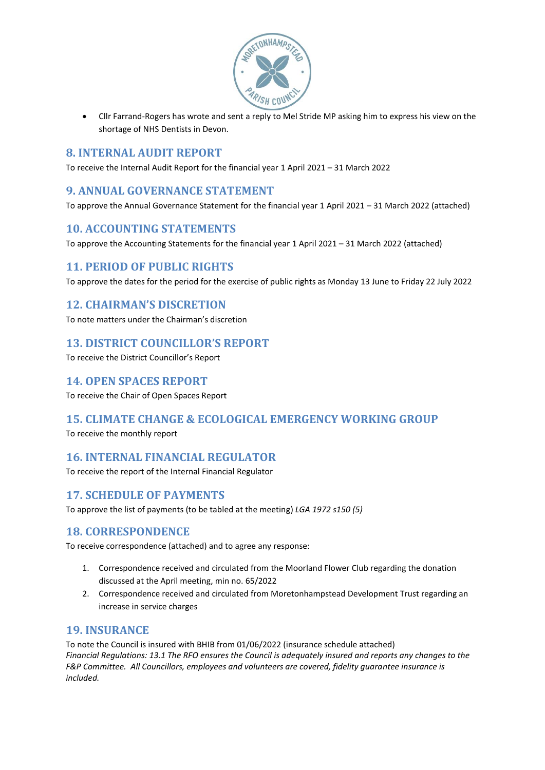- Cllr Farrand-Rogers has wrote and sent a reply to Mel Stride MP asking him to express his view on the shortage of NHS Dentists in Devon.

## 8. INTERNAL AUDIT REPORT

To receive the Internal Audit Report for the financial year 1 April 2021 – 31 March 2022

## 9. ANNUAL GOVERNANCE STATEMENT

To approve the Annual Governance Statement for the financial year 1 April 2021 – 31 March 2022 (attached)

## 10. ACCOUNTING STATEMENTS

To approve the Accounting Statements for the financial year 1 April 2021 – 31 March 2022 (attached)

## 11. PERIOD OF PUBLIC RIGHTS

To approve the dates for the period for the exercise of public rights as Monday 13 June to Friday 22 July 2022

## 12. CHAIRMAN'S DISCRETION

To note matters under the Chairman's discretion

## 13. DISTRICT COUNCILLOR'S REPORT

To receive the District Councillor's Report

## 14. OPEN SPACES REPORT

To receive the Chair of Open Spaces Report

## 15. CLIMATE CHANGE & ECOLOGICAL EMERGENCY WORKING GROUP

To receive the monthly report

## 16. INTERNAL FINANCIAL REGULATOR

To receive the report of the Internal Financial Regulator

## 17. SCHEDULE OF PAYMENTS

To approve the list of payments (to be tabled at the meeting) *LGA 1972 s150 (5)*

## 18. CORRESPONDENCE

To receive correspondence (attached) and to agree any response:

1. Correspondence received and circulated from the Moorland Flower Club regarding the donation discussed at the April meeting, min no. 65/2022
2. Correspondence received and circulated from Moretonhampstead Development Trust regarding an increase in service charges

## 19. INSURANCE

To note the Council is insured with BHIB from 01/06/2022 (insurance schedule attached)
*Financial Regulations: 13.1 The RFO ensures the Council is adequately insured and reports any changes to the F&P Committee. All Councillors, employees and volunteers are covered, fidelity guarantee insurance is included.*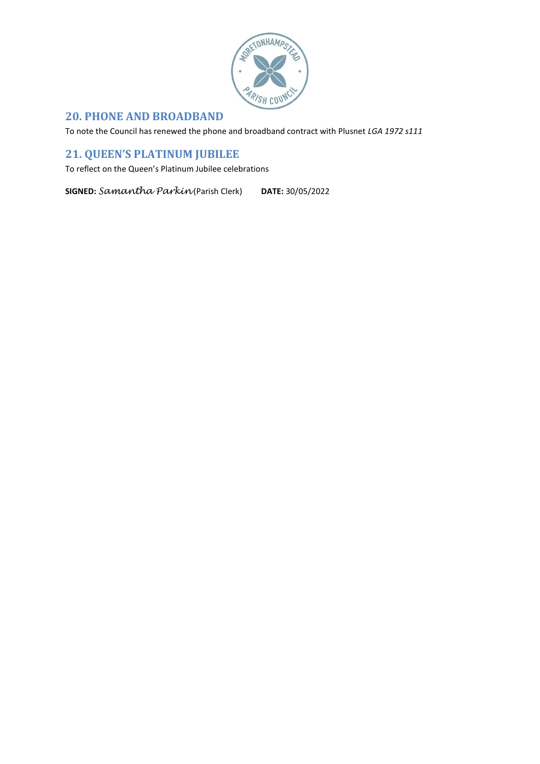## 20. PHONE AND BROADBAND

To note the Council has renewed the phone and broadband contract with Plusnet *LGA 1972 s111*

## 21. QUEEN'S PLATINUM JUBILEE

To reflect on the Queen's Platinum Jubilee celebrations

**SIGNED:** *Samantha Parkin* (Parish Clerk) **DATE:** 30/05/2022